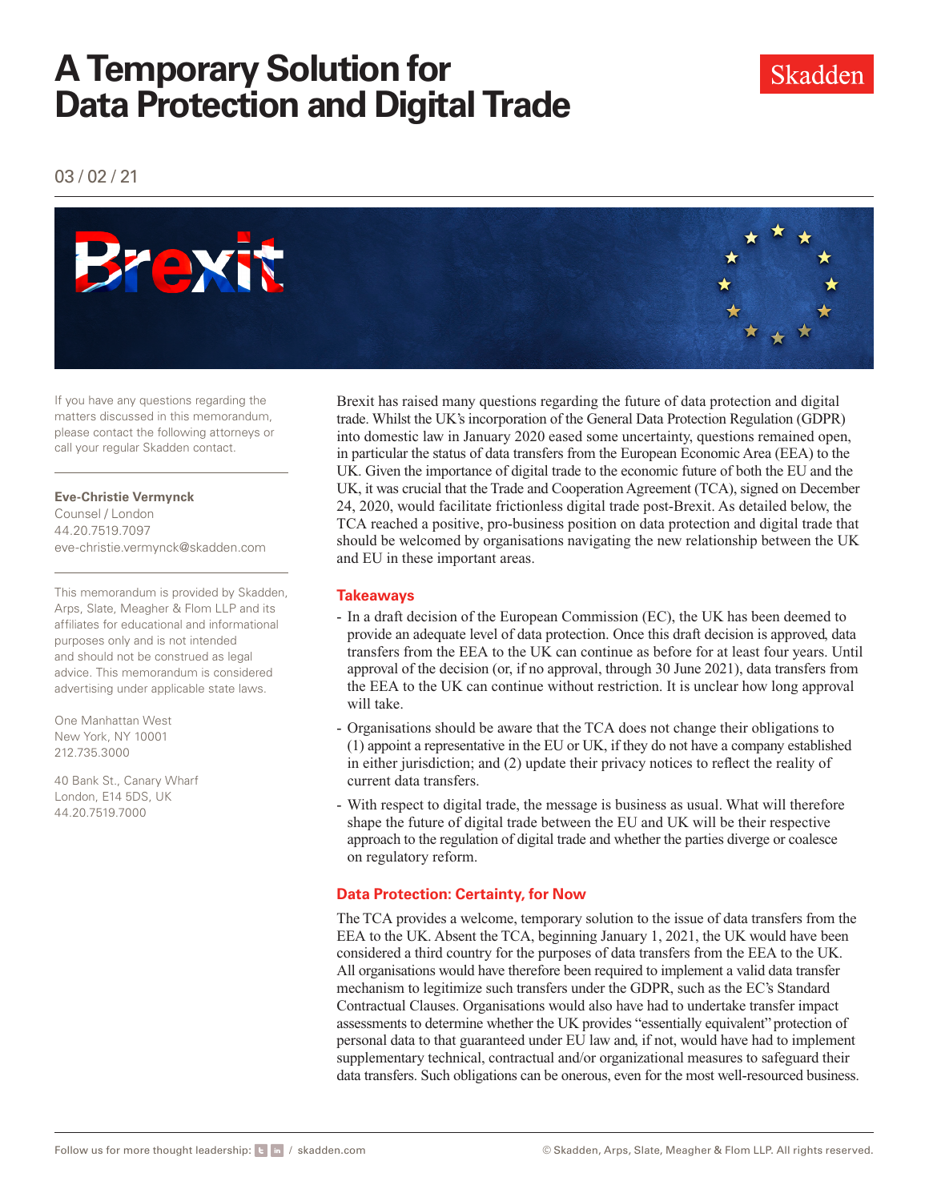# A Temporary Solution for Data Protection and Digital Trade

Skadden

03 / 02 / 21

If you have any questions regarding the matters discussed in this memorandum, please contact the following attorneys or call your regular Skadden contact.

**Eve-Christie Vermynck**
Counsel / London
44.20.7519.7097
eve-christie.vermynck@skadden.com

This memorandum is provided by Skadden, Arps, Slate, Meagher & Flom LLP and its affiliates for educational and informational purposes only and is not intended and should not be construed as legal advice. This memorandum is considered advertising under applicable state laws.

One Manhattan West
New York, NY 10001
212.735.3000

40 Bank St., Canary Wharf
London, E14 5DS, UK
44.20.7519.7000

Brexit has raised many questions regarding the future of data protection and digital trade. Whilst the UK's incorporation of the General Data Protection Regulation (GDPR) into domestic law in January 2020 eased some uncertainty, questions remained open, in particular the status of data transfers from the European Economic Area (EEA) to the UK. Given the importance of digital trade to the economic future of both the EU and the UK, it was crucial that the Trade and Cooperation Agreement (TCA), signed on December 24, 2020, would facilitate frictionless digital trade post-Brexit. As detailed below, the TCA reached a positive, pro-business position on data protection and digital trade that should be welcomed by organisations navigating the new relationship between the UK and EU in these important areas.

## Takeaways

- In a draft decision of the European Commission (EC), the UK has been deemed to provide an adequate level of data protection. Once this draft decision is approved, data transfers from the EEA to the UK can continue as before for at least four years. Until approval of the decision (or, if no approval, through 30 June 2021), data transfers from the EEA to the UK can continue without restriction. It is unclear how long approval will take.
- Organisations should be aware that the TCA does not change their obligations to (1) appoint a representative in the EU or UK, if they do not have a company established in either jurisdiction; and (2) update their privacy notices to reflect the reality of current data transfers.
- With respect to digital trade, the message is business as usual. What will therefore shape the future of digital trade between the EU and UK will be their respective approach to the regulation of digital trade and whether the parties diverge or coalesce on regulatory reform.

## Data Protection: Certainty, for Now

The TCA provides a welcome, temporary solution to the issue of data transfers from the EEA to the UK. Absent the TCA, beginning January 1, 2021, the UK would have been considered a third country for the purposes of data transfers from the EEA to the UK. All organisations would have therefore been required to implement a valid data transfer mechanism to legitimize such transfers under the GDPR, such as the EC's Standard Contractual Clauses. Organisations would also have had to undertake transfer impact assessments to determine whether the UK provides "essentially equivalent" protection of personal data to that guaranteed under EU law and, if not, would have had to implement supplementary technical, contractual and/or organizational measures to safeguard their data transfers. Such obligations can be onerous, even for the most well-resourced business.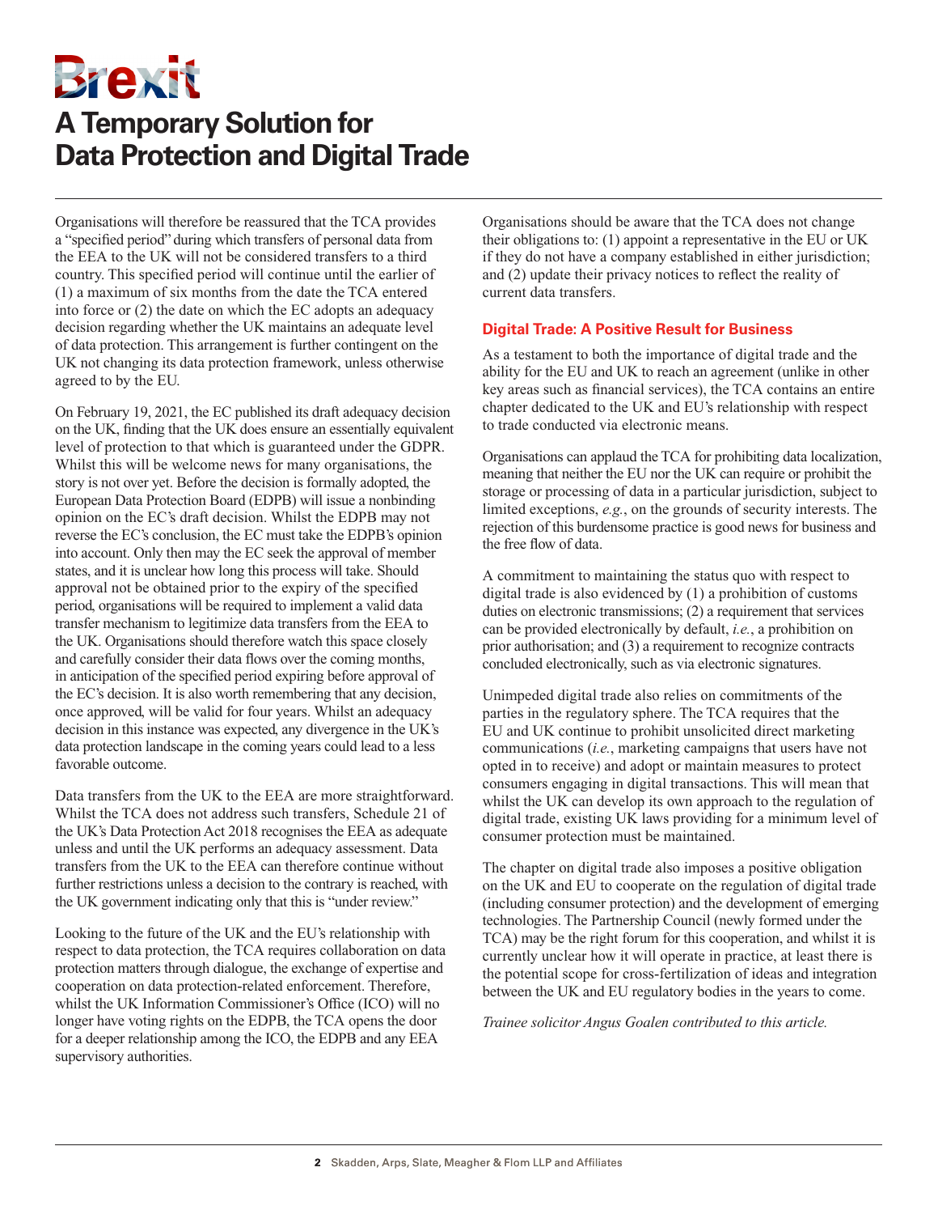# Brexit

# A Temporary Solution for Data Protection and Digital Trade

Organisations will therefore be reassured that the TCA provides a "specified period" during which transfers of personal data from the EEA to the UK will not be considered transfers to a third country. This specified period will continue until the earlier of (1) a maximum of six months from the date the TCA entered into force or (2) the date on which the EC adopts an adequacy decision regarding whether the UK maintains an adequate level of data protection. This arrangement is further contingent on the UK not changing its data protection framework, unless otherwise agreed to by the EU.

On February 19, 2021, the EC published its draft adequacy decision on the UK, finding that the UK does ensure an essentially equivalent level of protection to that which is guaranteed under the GDPR. Whilst this will be welcome news for many organisations, the story is not over yet. Before the decision is formally adopted, the European Data Protection Board (EDPB) will issue a nonbinding opinion on the EC's draft decision. Whilst the EDPB may not reverse the EC's conclusion, the EC must take the EDPB's opinion into account. Only then may the EC seek the approval of member states, and it is unclear how long this process will take. Should approval not be obtained prior to the expiry of the specified period, organisations will be required to implement a valid data transfer mechanism to legitimize data transfers from the EEA to the UK. Organisations should therefore watch this space closely and carefully consider their data flows over the coming months, in anticipation of the specified period expiring before approval of the EC's decision. It is also worth remembering that any decision, once approved, will be valid for four years. Whilst an adequacy decision in this instance was expected, any divergence in the UK's data protection landscape in the coming years could lead to a less favorable outcome.

Data transfers from the UK to the EEA are more straightforward. Whilst the TCA does not address such transfers, Schedule 21 of the UK's Data Protection Act 2018 recognises the EEA as adequate unless and until the UK performs an adequacy assessment. Data transfers from the UK to the EEA can therefore continue without further restrictions unless a decision to the contrary is reached, with the UK government indicating only that this is "under review."

Looking to the future of the UK and the EU's relationship with respect to data protection, the TCA requires collaboration on data protection matters through dialogue, the exchange of expertise and cooperation on data protection-related enforcement. Therefore, whilst the UK Information Commissioner's Office (ICO) will no longer have voting rights on the EDPB, the TCA opens the door for a deeper relationship among the ICO, the EDPB and any EEA supervisory authorities.

Organisations should be aware that the TCA does not change their obligations to: (1) appoint a representative in the EU or UK if they do not have a company established in either jurisdiction; and (2) update their privacy notices to reflect the reality of current data transfers.

## Digital Trade: A Positive Result for Business

As a testament to both the importance of digital trade and the ability for the EU and UK to reach an agreement (unlike in other key areas such as financial services), the TCA contains an entire chapter dedicated to the UK and EU's relationship with respect to trade conducted via electronic means.

Organisations can applaud the TCA for prohibiting data localization, meaning that neither the EU nor the UK can require or prohibit the storage or processing of data in a particular jurisdiction, subject to limited exceptions, *e.g.*, on the grounds of security interests. The rejection of this burdensome practice is good news for business and the free flow of data.

A commitment to maintaining the status quo with respect to digital trade is also evidenced by (1) a prohibition of customs duties on electronic transmissions; (2) a requirement that services can be provided electronically by default, *i.e.*, a prohibition on prior authorisation; and (3) a requirement to recognize contracts concluded electronically, such as via electronic signatures.

Unimpeded digital trade also relies on commitments of the parties in the regulatory sphere. The TCA requires that the EU and UK continue to prohibit unsolicited direct marketing communications (*i.e.*, marketing campaigns that users have not opted in to receive) and adopt or maintain measures to protect consumers engaging in digital transactions. This will mean that whilst the UK can develop its own approach to the regulation of digital trade, existing UK laws providing for a minimum level of consumer protection must be maintained.

The chapter on digital trade also imposes a positive obligation on the UK and EU to cooperate on the regulation of digital trade (including consumer protection) and the development of emerging technologies. The Partnership Council (newly formed under the TCA) may be the right forum for this cooperation, and whilst it is currently unclear how it will operate in practice, at least there is the potential scope for cross-fertilization of ideas and integration between the UK and EU regulatory bodies in the years to come.

*Trainee solicitor Angus Goalen contributed to this article.*